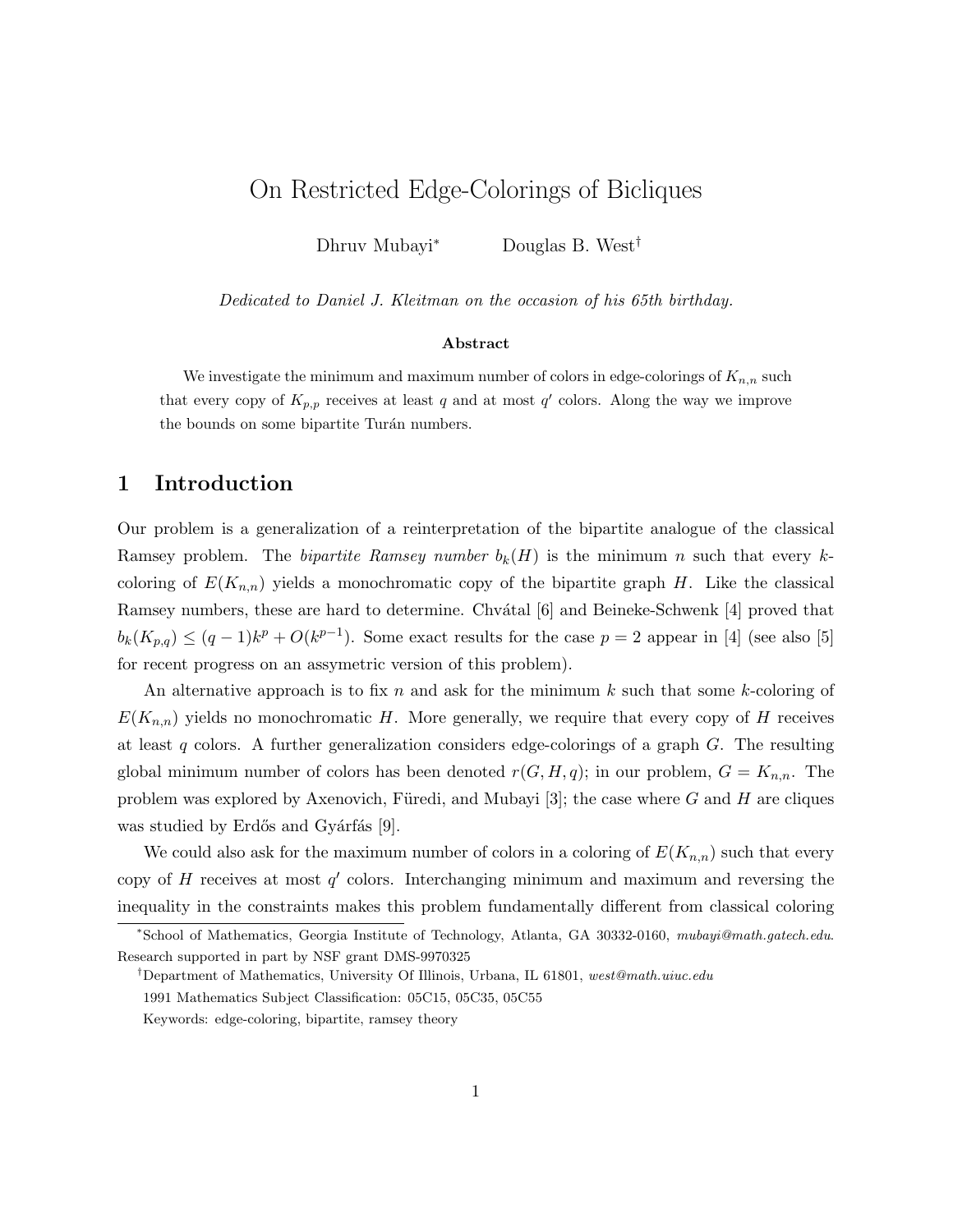# On Restricted Edge-Colorings of Bicliques

Dhruv Mubayi* Douglas B. West†

*Dedicated to Daniel J. Kleitman on the occasion of his 65th birthday.*

**Abstract**

We investigate the minimum and maximum number of colors in edge-colorings of $K_{n,n}$ such that every copy of $K_{p,p}$ receives at least $q$ and at most $q'$ colors. Along the way we improve the bounds on some bipartite Turán numbers.

## 1 Introduction

Our problem is a generalization of a reinterpretation of the bipartite analogue of the classical Ramsey problem. The *bipartite Ramsey number* $b_k(H)$ is the minimum $n$ such that every $k$-coloring of $E(K_{n,n})$ yields a monochromatic copy of the bipartite graph $H$. Like the classical Ramsey numbers, these are hard to determine. Chvátal [6] and Beineke-Schwenk [4] proved that $b_k(K_{p,q}) \le (q-1)k^p + O(k^{p-1})$. Some exact results for the case $p = 2$ appear in [4] (see also [5] for recent progress on an assymetric version of this problem).

An alternative approach is to fix $n$ and ask for the minimum $k$ such that some $k$-coloring of $E(K_{n,n})$ yields no monochromatic $H$. More generally, we require that every copy of $H$ receives at least $q$ colors. A further generalization considers edge-colorings of a graph $G$. The resulting global minimum number of colors has been denoted $r(G, H, q)$; in our problem, $G = K_{n,n}$. The problem was explored by Axenovich, Füredi, and Mubayi [3]; the case where $G$ and $H$ are cliques was studied by Erdős and Gyárfás [9].

We could also ask for the maximum number of colors in a coloring of $E(K_{n,n})$ such that every copy of $H$ receives at most $q'$ colors. Interchanging minimum and maximum and reversing the inequality in the constraints makes this problem fundamentally different from classical coloring

---

*School of Mathematics, Georgia Institute of Technology, Atlanta, GA 30332-0160, *mubayi@math.gatech.edu*. Research supported in part by NSF grant DMS-9970325

†Department of Mathematics, University Of Illinois, Urbana, IL 61801, *west@math.uiuc.edu*

1991 Mathematics Subject Classification: 05C15, 05C35, 05C55

Keywords: edge-coloring, bipartite, ramsey theory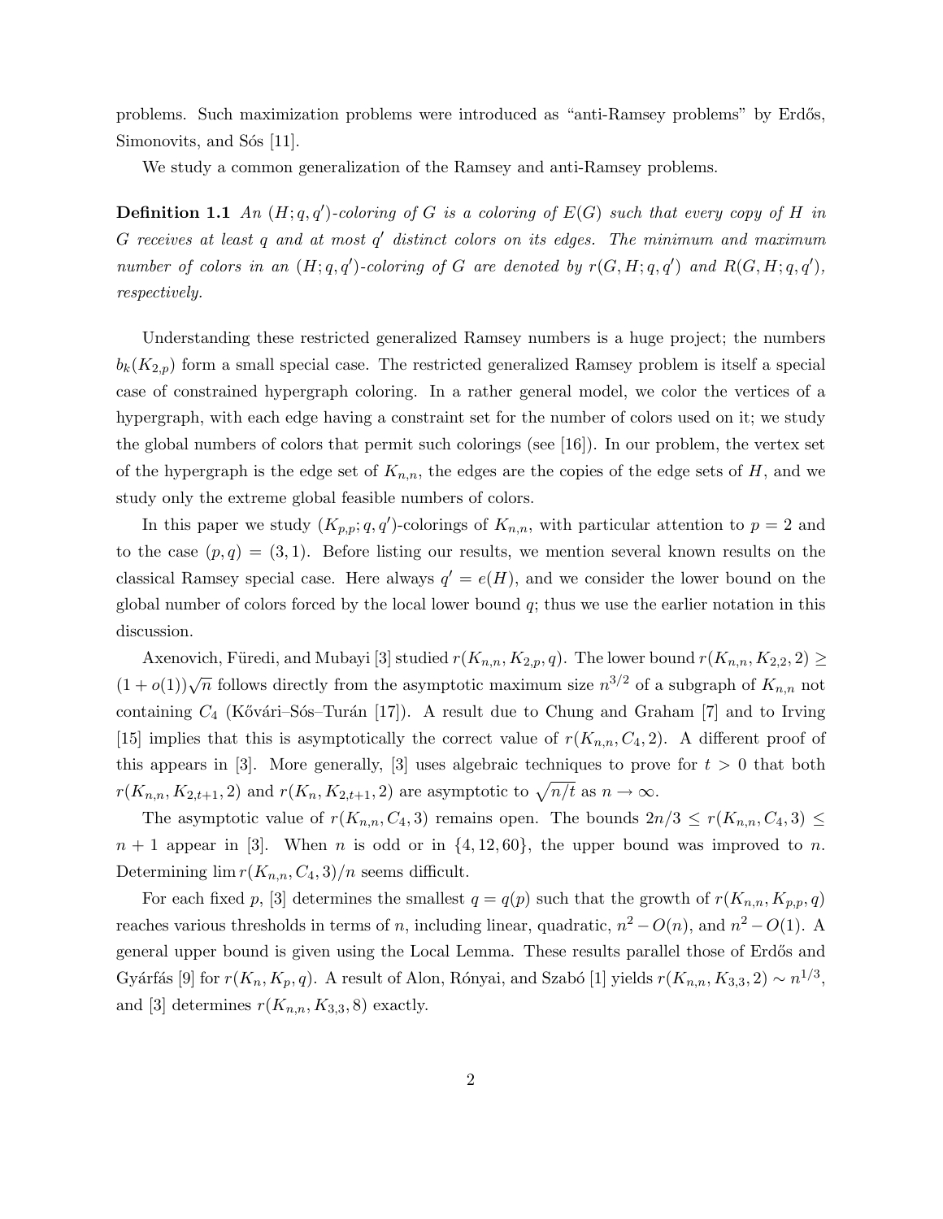problems. Such maximization problems were introduced as "anti-Ramsey problems" by Erdős, Simonovits, and Sós [11].

We study a common generalization of the Ramsey and anti-Ramsey problems.

**Definition 1.1** *An $(H; q, q')$-coloring of $G$ is a coloring of $E(G)$ such that every copy of $H$ in $G$ receives at least $q$ and at most $q'$ distinct colors on its edges. The minimum and maximum number of colors in an $(H; q, q')$-coloring of $G$ are denoted by $r(G, H; q, q')$ and $R(G, H; q, q')$, respectively.*

Understanding these restricted generalized Ramsey numbers is a huge project; the numbers $b_k(K_{2,p})$ form a small special case. The restricted generalized Ramsey problem is itself a special case of constrained hypergraph coloring. In a rather general model, we color the vertices of a hypergraph, with each edge having a constraint set for the number of colors used on it; we study the global numbers of colors that permit such colorings (see [16]). In our problem, the vertex set of the hypergraph is the edge set of $K_{n,n}$, the edges are the copies of the edge sets of $H$, and we study only the extreme global feasible numbers of colors.

In this paper we study $(K_{p,p}; q, q')$-colorings of $K_{n,n}$, with particular attention to $p = 2$ and to the case $(p, q) = (3, 1)$. Before listing our results, we mention several known results on the classical Ramsey special case. Here always $q' = e(H)$, and we consider the lower bound on the global number of colors forced by the local lower bound $q$; thus we use the earlier notation in this discussion.

Axenovich, Füredi, and Mubayi [3] studied $r(K_{n,n}, K_{2,p}, q)$. The lower bound $r(K_{n,n}, K_{2,2}, 2) \geq (1 + o(1))\sqrt{n}$ follows directly from the asymptotic maximum size $n^{3/2}$ of a subgraph of $K_{n,n}$ not containing $C_4$ (Kővári–Sós–Turán [17]). A result due to Chung and Graham [7] and to Irving [15] implies that this is asymptotically the correct value of $r(K_{n,n}, C_4, 2)$. A different proof of this appears in [3]. More generally, [3] uses algebraic techniques to prove for $t > 0$ that both $r(K_{n,n}, K_{2,t+1}, 2)$ and $r(K_n, K_{2,t+1}, 2)$ are asymptotic to $\sqrt{n/t}$ as $n \to \infty$.

The asymptotic value of $r(K_{n,n}, C_4, 3)$ remains open. The bounds $2n/3 \leq r(K_{n,n}, C_4, 3) \leq n + 1$ appear in [3]. When $n$ is odd or in $\{4, 12, 60\}$, the upper bound was improved to $n$. Determining $\lim r(K_{n,n}, C_4, 3)/n$ seems difficult.

For each fixed $p$, [3] determines the smallest $q = q(p)$ such that the growth of $r(K_{n,n}, K_{p,p}, q)$ reaches various thresholds in terms of $n$, including linear, quadratic, $n^2 - O(n)$, and $n^2 - O(1)$. A general upper bound is given using the Local Lemma. These results parallel those of Erdős and Gyárfás [9] for $r(K_n, K_p, q)$. A result of Alon, Rónyai, and Szabó [1] yields $r(K_{n,n}, K_{3,3}, 2) \sim n^{1/3}$, and [3] determines $r(K_{n,n}, K_{3,3}, 8)$ exactly.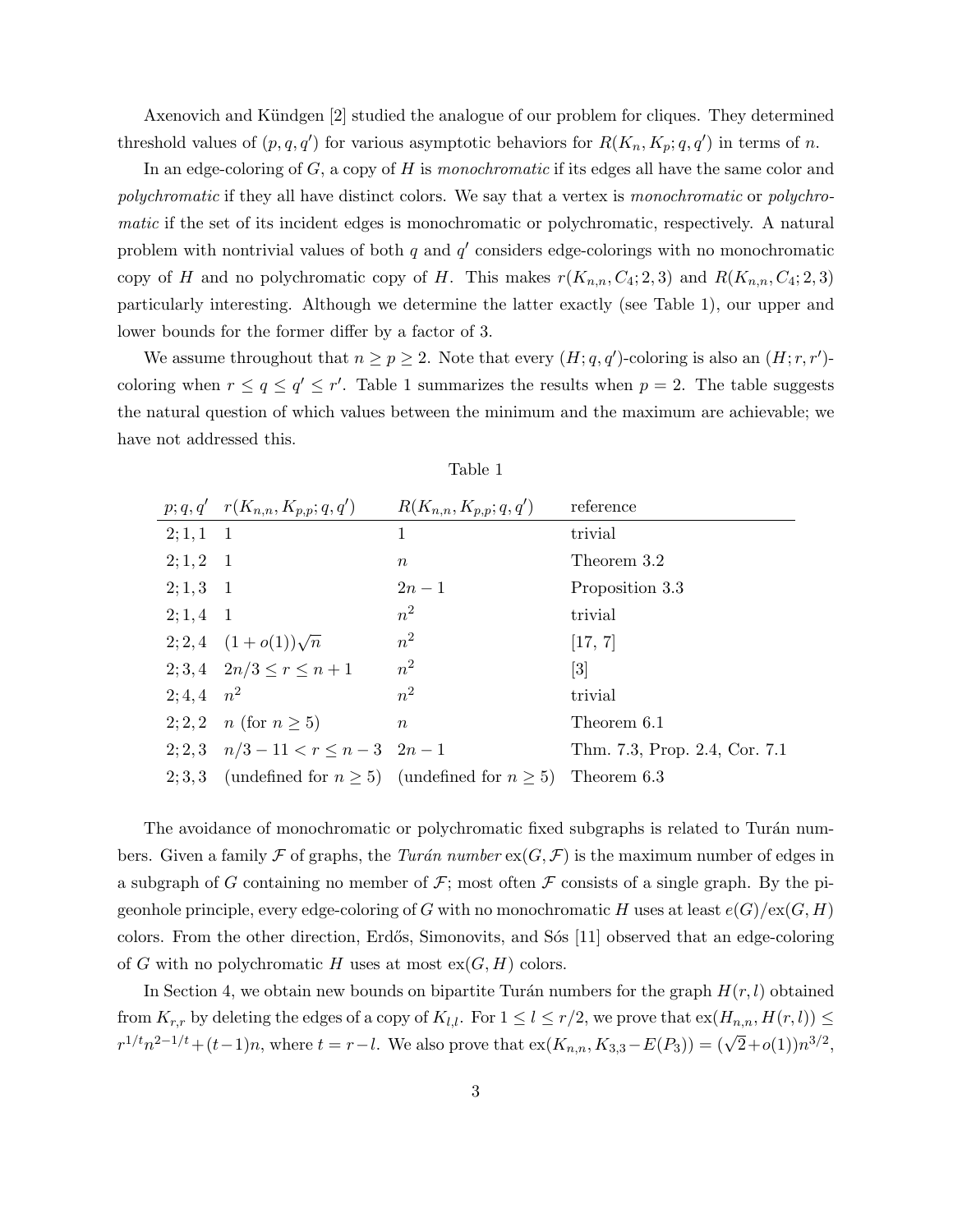Axenovich and Kündgen [2] studied the analogue of our problem for cliques. They determined threshold values of $(p, q, q')$ for various asymptotic behaviors for $R(K_n, K_p; q, q')$ in terms of $n$.

In an edge-coloring of $G$, a copy of $H$ is *monochromatic* if its edges all have the same color and *polychromatic* if they all have distinct colors. We say that a vertex is *monochromatic* or *polychromatic* if the set of its incident edges is monochromatic or polychromatic, respectively. A natural problem with nontrivial values of both $q$ and $q'$ considers edge-colorings with no monochromatic copy of $H$ and no polychromatic copy of $H$. This makes $r(K_{n,n}, C_4; 2, 3)$ and $R(K_{n,n}, C_4; 2, 3)$ particularly interesting. Although we determine the latter exactly (see Table 1), our upper and lower bounds for the former differ by a factor of 3.

We assume throughout that $n \geq p \geq 2$. Note that every $(H; q, q')$-coloring is also an $(H; r, r')$-coloring when $r \leq q \leq q' \leq r'$. Table 1 summarizes the results when $p = 2$. The table suggests the natural question of which values between the minimum and the maximum are achievable; we have not addressed this.

Table 1

| $p; q, q'$ | $r(K_{n,n}, K_{p,p}; q, q')$ | $R(K_{n,n}, K_{p,p}; q, q')$ | reference |
|---|---|---|---|
| $2; 1, 1$ | $1$ | $1$ | trivial |
| $2; 1, 2$ | $1$ | $n$ | Theorem 3.2 |
| $2; 1, 3$ | $1$ | $2n-1$ | Proposition 3.3 |
| $2; 1, 4$ | $1$ | $n^2$ | trivial |
| $2; 2, 4$ | $(1+o(1))\sqrt{n}$ | $n^2$ | [17, 7] |
| $2; 3, 4$ | $2n/3 \leq r \leq n+1$ | $n^2$ | [3] |
| $2; 4, 4$ | $n^2$ | $n^2$ | trivial |
| $2; 2, 2$ | $n$ (for $n \geq 5$) | $n$ | Theorem 6.1 |
| $2; 2, 3$ | $n/3 - 11 < r \leq n-3$ | $2n-1$ | Thm. 7.3, Prop. 2.4, Cor. 7.1 |
| $2; 3, 3$ | (undefined for $n \geq 5$) | (undefined for $n \geq 5$) | Theorem 6.3 |

The avoidance of monochromatic or polychromatic fixed subgraphs is related to Turán numbers. Given a family $\mathcal{F}$ of graphs, the *Turán number* $\mathrm{ex}(G, \mathcal{F})$ is the maximum number of edges in a subgraph of $G$ containing no member of $\mathcal{F}$; most often $\mathcal{F}$ consists of a single graph. By the pigeonhole principle, every edge-coloring of $G$ with no monochromatic $H$ uses at least $e(G)/\mathrm{ex}(G, H)$ colors. From the other direction, Erdős, Simonovits, and Sós [11] observed that an edge-coloring of $G$ with no polychromatic $H$ uses at most $\mathrm{ex}(G, H)$ colors.

In Section 4, we obtain new bounds on bipartite Turán numbers for the graph $H(r, l)$ obtained from $K_{r,r}$ by deleting the edges of a copy of $K_{l,l}$. For $1 \leq l \leq r/2$, we prove that $\mathrm{ex}(H_{n,n}, H(r, l)) \leq r^{1/t} n^{2-1/t} + (t-1)n$, where $t = r - l$. We also prove that $\mathrm{ex}(K_{n,n}, K_{3,3} - E(P_3)) = (\sqrt{2} + o(1))n^{3/2}$,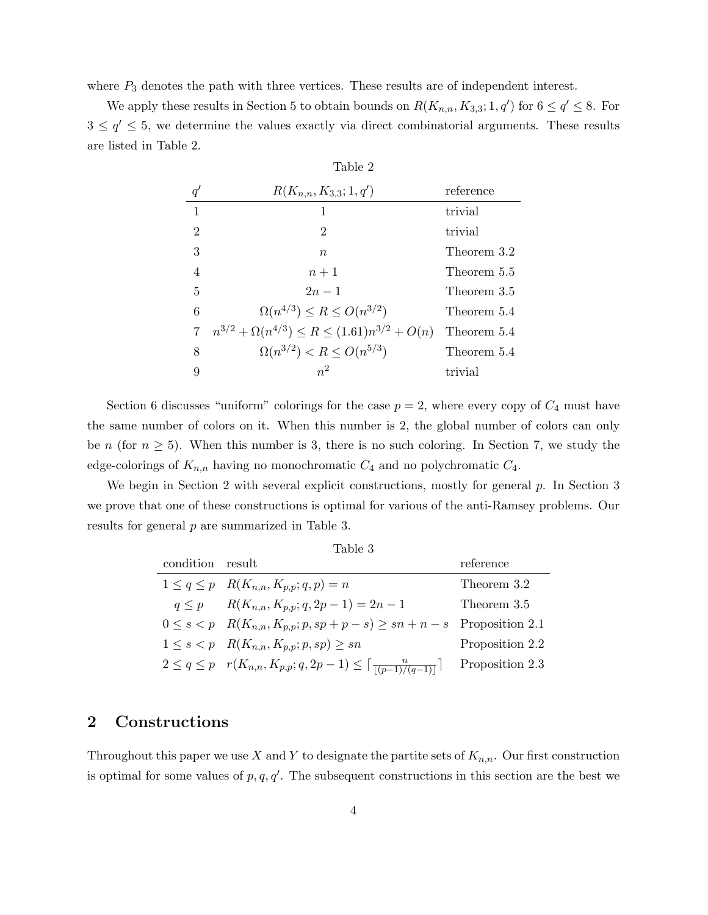where $P_3$ denotes the path with three vertices. These results are of independent interest.

We apply these results in Section 5 to obtain bounds on $R(K_{n,n}, K_{3,3}; 1, q')$ for $6 \le q' \le 8$. For $3 \le q' \le 5$, we determine the values exactly via direct combinatorial arguments. These results are listed in Table 2.

Table 2

| $q'$ | $R(K_{n,n}, K_{3,3}; 1, q')$ | reference |
|---|---|---|
| 1 | 1 | trivial |
| 2 | 2 | trivial |
| 3 | $n$ | Theorem 3.2 |
| 4 | $n+1$ | Theorem 5.5 |
| 5 | $2n-1$ | Theorem 3.5 |
| 6 | $\Omega(n^{4/3}) \le R \le O(n^{3/2})$ | Theorem 5.4 |
| 7 | $n^{3/2} + \Omega(n^{4/3}) \le R \le (1.61)n^{3/2} + O(n)$ | Theorem 5.4 |
| 8 | $\Omega(n^{3/2}) < R \le O(n^{5/3})$ | Theorem 5.4 |
| 9 | $n^2$ | trivial |

Section 6 discusses "uniform" colorings for the case $p = 2$, where every copy of $C_4$ must have the same number of colors on it. When this number is 2, the global number of colors can only be $n$ (for $n \ge 5$). When this number is 3, there is no such coloring. In Section 7, we study the edge-colorings of $K_{n,n}$ having no monochromatic $C_4$ and no polychromatic $C_4$.

We begin in Section 2 with several explicit constructions, mostly for general $p$. In Section 3 we prove that one of these constructions is optimal for various of the anti-Ramsey problems. Our results for general $p$ are summarized in Table 3.

Table 3

| condition | result | reference |
|---|---|---|
| $1 \le q \le p$ | $R(K_{n,n}, K_{p,p}; q, p) = n$ | Theorem 3.2 |
| $q \le p$ | $R(K_{n,n}, K_{p,p}; q, 2p-1) = 2n-1$ | Theorem 3.5 |
| $0 \le s < p$ | $R(K_{n,n}, K_{p,p}; p, sp+p-s) \ge sn+n-s$ | Proposition 2.1 |
| $1 \le s < p$ | $R(K_{n,n}, K_{p,p}; p, sp) \ge sn$ | Proposition 2.2 |
| $2 \le q \le p$ | $r(K_{n,n}, K_{p,p}; q, 2p-1) \le \lceil \frac{n}{\lfloor (p-1)/(q-1) \rfloor} \rceil$ | Proposition 2.3 |

## 2 Constructions

Throughout this paper we use $X$ and $Y$ to designate the partite sets of $K_{n,n}$. Our first construction is optimal for some values of $p, q, q'$. The subsequent constructions in this section are the best we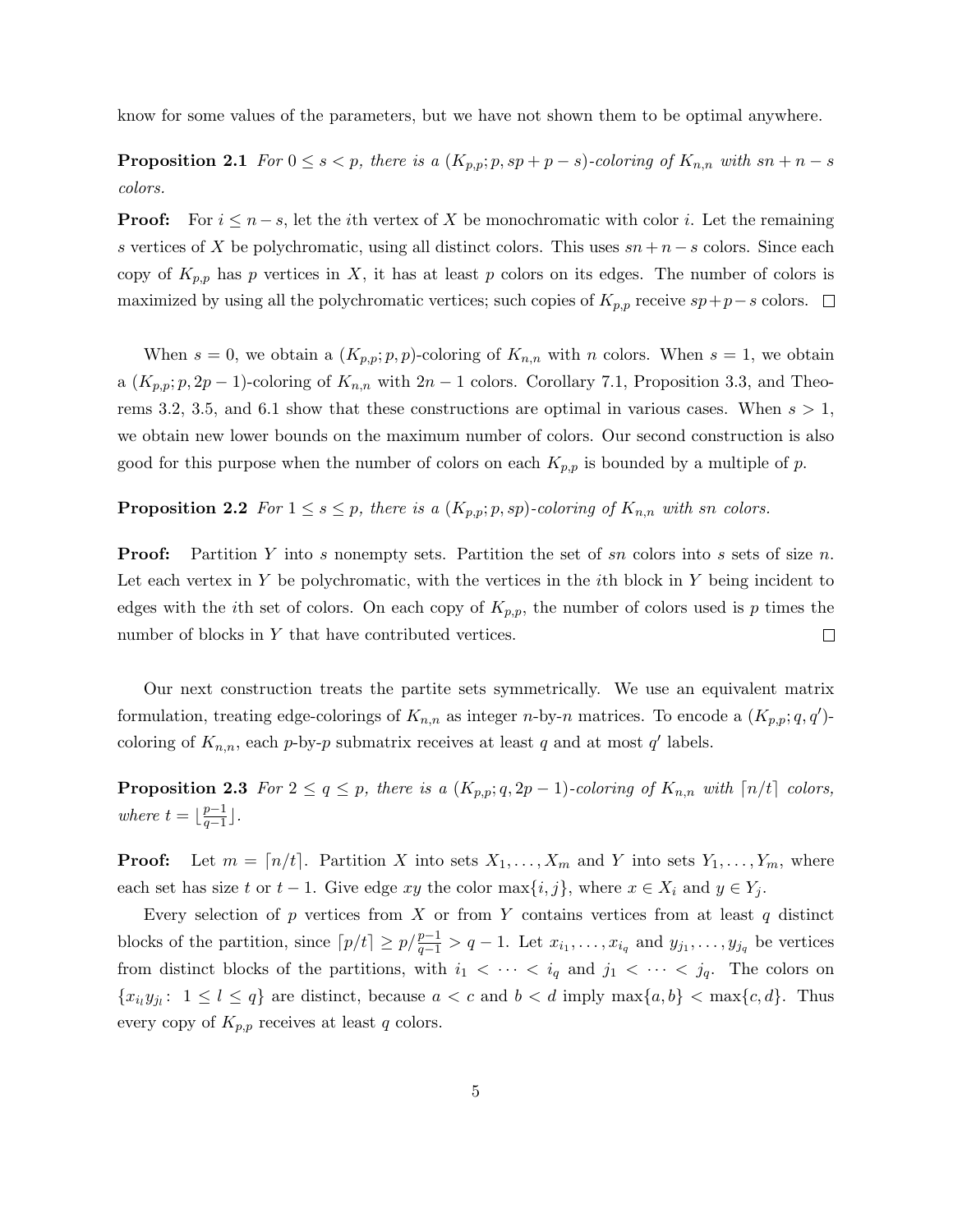know for some values of the parameters, but we have not shown them to be optimal anywhere.

**Proposition 2.1** *For $0 \le s < p$, there is a $(K_{p,p}; p, sp + p - s)$-coloring of $K_{n,n}$ with $sn + n - s$ colors.*

**Proof:** For $i \le n - s$, let the $i$th vertex of $X$ be monochromatic with color $i$. Let the remaining $s$ vertices of $X$ be polychromatic, using all distinct colors. This uses $sn + n - s$ colors. Since each copy of $K_{p,p}$ has $p$ vertices in $X$, it has at least $p$ colors on its edges. The number of colors is maximized by using all the polychromatic vertices; such copies of $K_{p,p}$ receive $sp + p - s$ colors. □

When $s = 0$, we obtain a $(K_{p,p}; p, p)$-coloring of $K_{n,n}$ with $n$ colors. When $s = 1$, we obtain a $(K_{p,p}; p, 2p - 1)$-coloring of $K_{n,n}$ with $2n - 1$ colors. Corollary 7.1, Proposition 3.3, and Theorems 3.2, 3.5, and 6.1 show that these constructions are optimal in various cases. When $s > 1$, we obtain new lower bounds on the maximum number of colors. Our second construction is also good for this purpose when the number of colors on each $K_{p,p}$ is bounded by a multiple of $p$.

**Proposition 2.2** *For $1 \le s \le p$, there is a $(K_{p,p}; p, sp)$-coloring of $K_{n,n}$ with $sn$ colors.*

**Proof:** Partition $Y$ into $s$ nonempty sets. Partition the set of $sn$ colors into $s$ sets of size $n$. Let each vertex in $Y$ be polychromatic, with the vertices in the $i$th block in $Y$ being incident to edges with the $i$th set of colors. On each copy of $K_{p,p}$, the number of colors used is $p$ times the number of blocks in $Y$ that have contributed vertices. □

Our next construction treats the partite sets symmetrically. We use an equivalent matrix formulation, treating edge-colorings of $K_{n,n}$ as integer $n$-by-$n$ matrices. To encode a $(K_{p,p}; q, q')$-coloring of $K_{n,n}$, each $p$-by-$p$ submatrix receives at least $q$ and at most $q'$ labels.

**Proposition 2.3** *For $2 \le q \le p$, there is a $(K_{p,p}; q, 2p - 1)$-coloring of $K_{n,n}$ with $\lceil n/t \rceil$ colors, where $t = \lfloor \frac{p-1}{q-1} \rfloor$.*

**Proof:** Let $m = \lceil n/t \rceil$. Partition $X$ into sets $X_1, \ldots, X_m$ and $Y$ into sets $Y_1, \ldots, Y_m$, where each set has size $t$ or $t - 1$. Give edge $xy$ the color $\max\{i, j\}$, where $x \in X_i$ and $y \in Y_j$.

Every selection of $p$ vertices from $X$ or from $Y$ contains vertices from at least $q$ distinct blocks of the partition, since $\lceil p/t \rceil \ge p / \frac{p-1}{q-1} > q - 1$. Let $x_{i_1}, \ldots, x_{i_q}$ and $y_{j_1}, \ldots, y_{j_q}$ be vertices from distinct blocks of the partitions, with $i_1 < \cdots < i_q$ and $j_1 < \cdots < j_q$. The colors on $\{x_{i_l} y_{j_l} \colon\ 1 \le l \le q\}$ are distinct, because $a < c$ and $b < d$ imply $\max\{a, b\} < \max\{c, d\}$. Thus every copy of $K_{p,p}$ receives at least $q$ colors.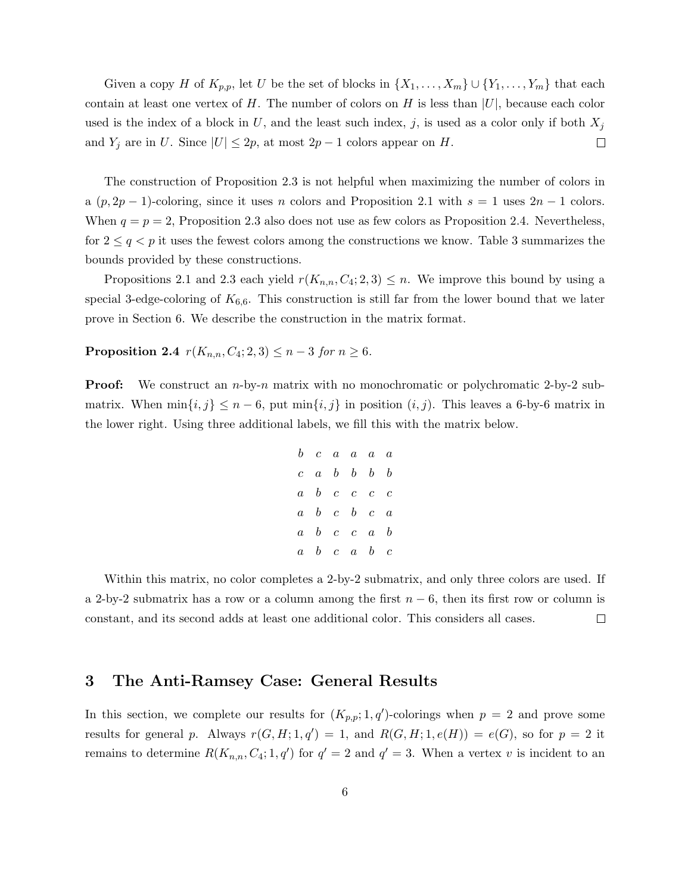Given a copy $H$ of $K_{p,p}$, let $U$ be the set of blocks in $\{X_1, \ldots, X_m\} \cup \{Y_1, \ldots, Y_m\}$ that each contain at least one vertex of $H$. The number of colors on $H$ is less than $|U|$, because each color used is the index of a block in $U$, and the least such index, $j$, is used as a color only if both $X_j$ and $Y_j$ are in $U$. Since $|U| \le 2p$, at most $2p - 1$ colors appear on $H$. □

The construction of Proposition 2.3 is not helpful when maximizing the number of colors in a $(p, 2p-1)$-coloring, since it uses $n$ colors and Proposition 2.1 with $s = 1$ uses $2n - 1$ colors. When $q = p = 2$, Proposition 2.3 also does not use as few colors as Proposition 2.4. Nevertheless, for $2 \le q < p$ it uses the fewest colors among the constructions we know. Table 3 summarizes the bounds provided by these constructions.

Propositions 2.1 and 2.3 each yield $r(K_{n,n}, C_4; 2, 3) \le n$. We improve this bound by using a special 3-edge-coloring of $K_{6,6}$. This construction is still far from the lower bound that we later prove in Section 6. We describe the construction in the matrix format.

**Proposition 2.4** *$r(K_{n,n}, C_4; 2, 3) \le n - 3$ for $n \ge 6$.*

**Proof:** We construct an $n$-by-$n$ matrix with no monochromatic or polychromatic 2-by-2 submatrix. When $\min\{i, j\} \le n - 6$, put $\min\{i, j\}$ in position $(i, j)$. This leaves a 6-by-6 matrix in the lower right. Using three additional labels, we fill this with the matrix below.

$$
\begin{matrix}
b & c & a & a & a & a \\
c & a & b & b & b & b \\
a & b & c & c & c & c \\
a & b & c & b & c & a \\
a & b & c & c & a & b \\
a & b & c & a & b & c
\end{matrix}
$$

Within this matrix, no color completes a 2-by-2 submatrix, and only three colors are used. If a 2-by-2 submatrix has a row or a column among the first $n - 6$, then its first row or column is constant, and its second adds at least one additional color. This considers all cases. □

## 3 The Anti-Ramsey Case: General Results

In this section, we complete our results for $(K_{p,p}; 1, q')$-colorings when $p = 2$ and prove some results for general $p$. Always $r(G, H; 1, q') = 1$, and $R(G, H; 1, e(H)) = e(G)$, so for $p = 2$ it remains to determine $R(K_{n,n}, C_4; 1, q')$ for $q' = 2$ and $q' = 3$. When a vertex $v$ is incident to an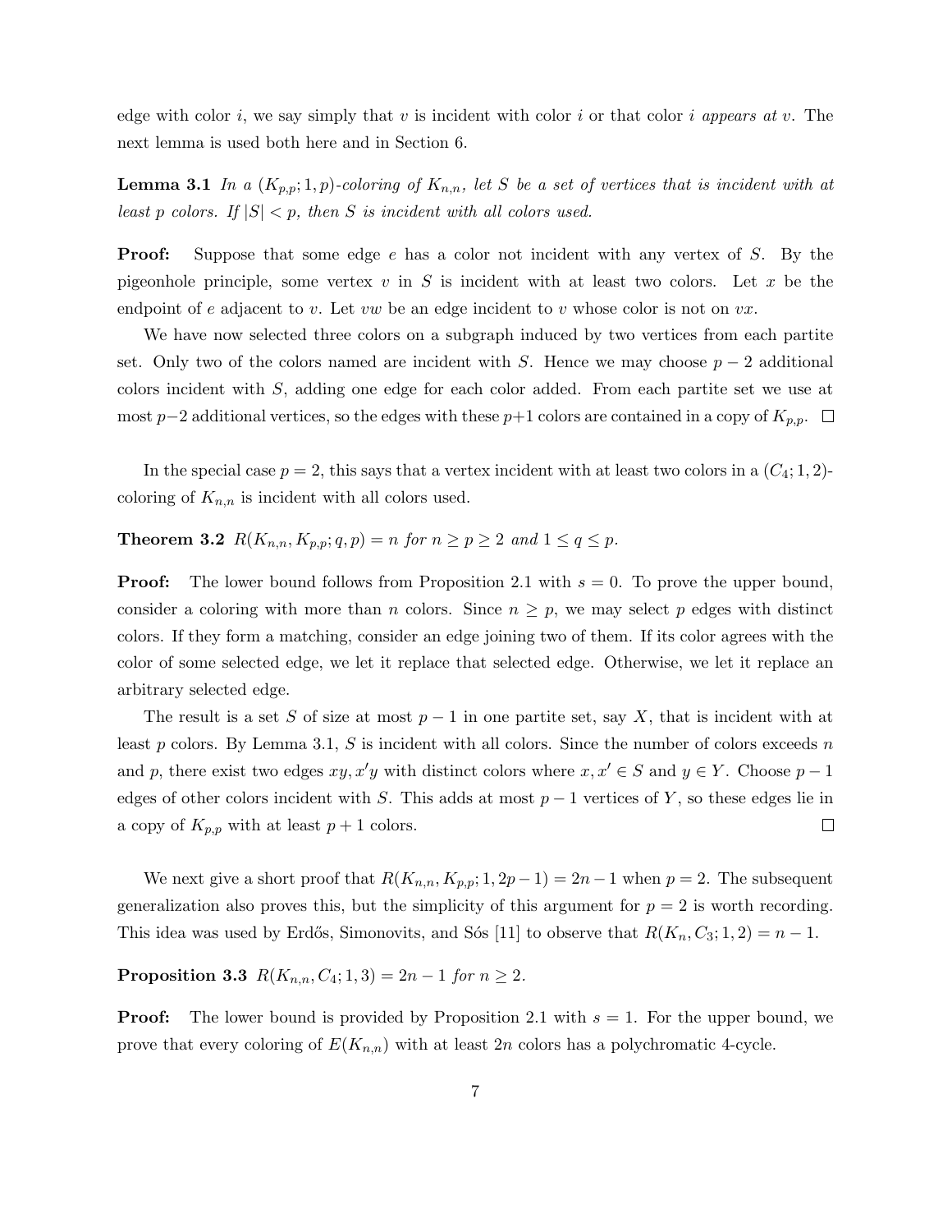edge with color $i$, we say simply that $v$ is incident with color $i$ or that color $i$ *appears at* $v$. The next lemma is used both here and in Section 6.

**Lemma 3.1** *In a $(K_{p,p}; 1, p)$-coloring of $K_{n,n}$, let $S$ be a set of vertices that is incident with at least $p$ colors. If $|S| < p$, then $S$ is incident with all colors used.*

**Proof:** Suppose that some edge $e$ has a color not incident with any vertex of $S$. By the pigeonhole principle, some vertex $v$ in $S$ is incident with at least two colors. Let $x$ be the endpoint of $e$ adjacent to $v$. Let $vw$ be an edge incident to $v$ whose color is not on $vx$.

We have now selected three colors on a subgraph induced by two vertices from each partite set. Only two of the colors named are incident with $S$. Hence we may choose $p-2$ additional colors incident with $S$, adding one edge for each color added. From each partite set we use at most $p-2$ additional vertices, so the edges with these $p+1$ colors are contained in a copy of $K_{p,p}$. □

In the special case $p = 2$, this says that a vertex incident with at least two colors in a $(C_4; 1, 2)$-coloring of $K_{n,n}$ is incident with all colors used.

**Theorem 3.2** *$R(K_{n,n}, K_{p,p}; q, p) = n$ for $n \geq p \geq 2$ and $1 \leq q \leq p$.*

**Proof:** The lower bound follows from Proposition 2.1 with $s = 0$. To prove the upper bound, consider a coloring with more than $n$ colors. Since $n \geq p$, we may select $p$ edges with distinct colors. If they form a matching, consider an edge joining two of them. If its color agrees with the color of some selected edge, we let it replace that selected edge. Otherwise, we let it replace an arbitrary selected edge.

The result is a set $S$ of size at most $p-1$ in one partite set, say $X$, that is incident with at least $p$ colors. By Lemma 3.1, $S$ is incident with all colors. Since the number of colors exceeds $n$ and $p$, there exist two edges $xy, x'y$ with distinct colors where $x, x' \in S$ and $y \in Y$. Choose $p-1$ edges of other colors incident with $S$. This adds at most $p-1$ vertices of $Y$, so these edges lie in a copy of $K_{p,p}$ with at least $p+1$ colors. □

We next give a short proof that $R(K_{n,n}, K_{p,p}; 1, 2p-1) = 2n-1$ when $p = 2$. The subsequent generalization also proves this, but the simplicity of this argument for $p = 2$ is worth recording. This idea was used by Erdős, Simonovits, and Sós [11] to observe that $R(K_n, C_3; 1, 2) = n-1$.

**Proposition 3.3** *$R(K_{n,n}, C_4; 1, 3) = 2n-1$ for $n \geq 2$.*

**Proof:** The lower bound is provided by Proposition 2.1 with $s = 1$. For the upper bound, we prove that every coloring of $E(K_{n,n})$ with at least $2n$ colors has a polychromatic 4-cycle.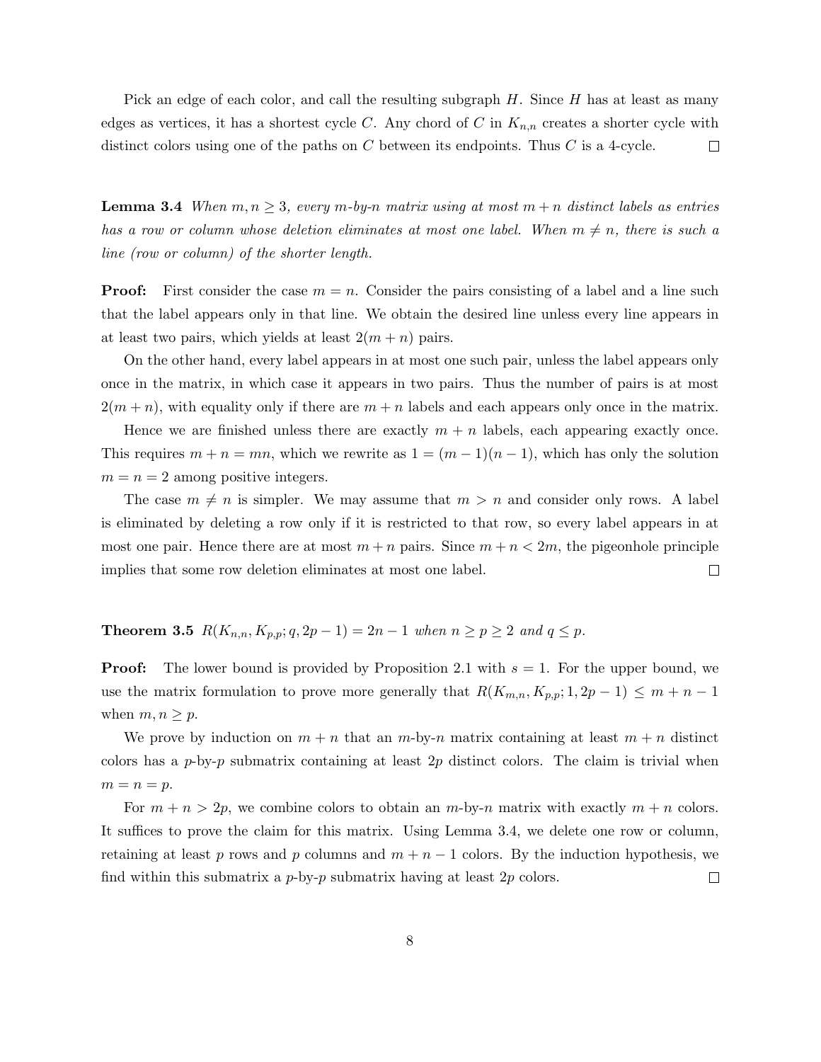Pick an edge of each color, and call the resulting subgraph $H$. Since $H$ has at least as many edges as vertices, it has a shortest cycle $C$. Any chord of $C$ in $K_{n,n}$ creates a shorter cycle with distinct colors using one of the paths on $C$ between its endpoints. Thus $C$ is a 4-cycle. $\square$

**Lemma 3.4** *When $m, n \geq 3$, every $m$-by-$n$ matrix using at most $m + n$ distinct labels as entries has a row or column whose deletion eliminates at most one label. When $m \neq n$, there is such a line (row or column) of the shorter length.*

**Proof:** First consider the case $m = n$. Consider the pairs consisting of a label and a line such that the label appears only in that line. We obtain the desired line unless every line appears in at least two pairs, which yields at least $2(m + n)$ pairs.

On the other hand, every label appears in at most one such pair, unless the label appears only once in the matrix, in which case it appears in two pairs. Thus the number of pairs is at most $2(m + n)$, with equality only if there are $m + n$ labels and each appears only once in the matrix.

Hence we are finished unless there are exactly $m + n$ labels, each appearing exactly once. This requires $m + n = mn$, which we rewrite as $1 = (m - 1)(n - 1)$, which has only the solution $m = n = 2$ among positive integers.

The case $m \neq n$ is simpler. We may assume that $m > n$ and consider only rows. A label is eliminated by deleting a row only if it is restricted to that row, so every label appears in at most one pair. Hence there are at most $m + n$ pairs. Since $m + n < 2m$, the pigeonhole principle implies that some row deletion eliminates at most one label. $\square$

**Theorem 3.5** $R(K_{n,n}, K_{p,p}; q, 2p - 1) = 2n - 1$ *when $n \geq p \geq 2$ and $q \leq p$.*

**Proof:** The lower bound is provided by Proposition 2.1 with $s = 1$. For the upper bound, we use the matrix formulation to prove more generally that $R(K_{m,n}, K_{p,p}; 1, 2p - 1) \leq m + n - 1$ when $m, n \geq p$.

We prove by induction on $m + n$ that an $m$-by-$n$ matrix containing at least $m + n$ distinct colors has a $p$-by-$p$ submatrix containing at least $2p$ distinct colors. The claim is trivial when $m = n = p$.

For $m + n > 2p$, we combine colors to obtain an $m$-by-$n$ matrix with exactly $m + n$ colors. It suffices to prove the claim for this matrix. Using Lemma 3.4, we delete one row or column, retaining at least $p$ rows and $p$ columns and $m + n - 1$ colors. By the induction hypothesis, we find within this submatrix a $p$-by-$p$ submatrix having at least $2p$ colors. $\square$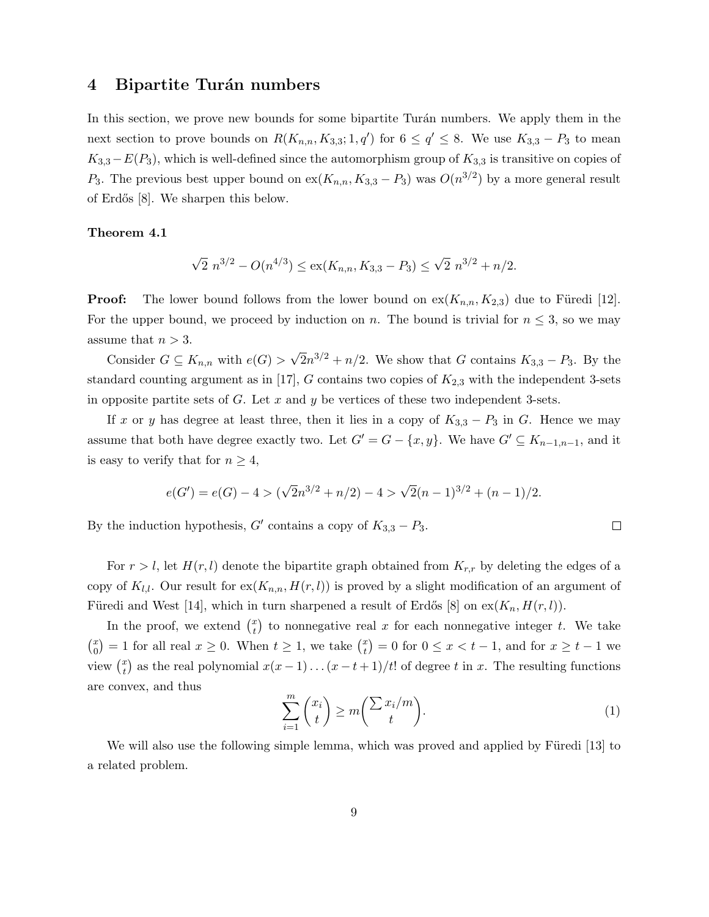# 4 Bipartite Turán numbers

In this section, we prove new bounds for some bipartite Turán numbers. We apply them in the next section to prove bounds on $R(K_{n,n}, K_{3,3}; 1, q')$ for $6 \le q' \le 8$. We use $K_{3,3} - P_3$ to mean $K_{3,3} - E(P_3)$, which is well-defined since the automorphism group of $K_{3,3}$ is transitive on copies of $P_3$. The previous best upper bound on $\mathrm{ex}(K_{n,n}, K_{3,3} - P_3)$ was $O(n^{3/2})$ by a more general result of Erdős [8]. We sharpen this below.

**Theorem 4.1**

$$\sqrt{2}\ n^{3/2} - O(n^{4/3}) \le \mathrm{ex}(K_{n,n}, K_{3,3} - P_3) \le \sqrt{2}\ n^{3/2} + n/2.$$

**Proof:** The lower bound follows from the lower bound on $\mathrm{ex}(K_{n,n}, K_{2,3})$ due to Füredi [12]. For the upper bound, we proceed by induction on $n$. The bound is trivial for $n \le 3$, so we may assume that $n > 3$.

Consider $G \subseteq K_{n,n}$ with $e(G) > \sqrt{2}n^{3/2} + n/2$. We show that $G$ contains $K_{3,3} - P_3$. By the standard counting argument as in [17], $G$ contains two copies of $K_{2,3}$ with the independent 3-sets in opposite partite sets of $G$. Let $x$ and $y$ be vertices of these two independent 3-sets.

If $x$ or $y$ has degree at least three, then it lies in a copy of $K_{3,3} - P_3$ in $G$. Hence we may assume that both have degree exactly two. Let $G' = G - \{x, y\}$. We have $G' \subseteq K_{n-1,n-1}$, and it is easy to verify that for $n \ge 4$,

$$e(G') = e(G) - 4 > (\sqrt{2}n^{3/2} + n/2) - 4 > \sqrt{2}(n-1)^{3/2} + (n-1)/2.$$

By the induction hypothesis, $G'$ contains a copy of $K_{3,3} - P_3$. $\square$

For $r > l$, let $H(r, l)$ denote the bipartite graph obtained from $K_{r,r}$ by deleting the edges of a copy of $K_{l,l}$. Our result for $\mathrm{ex}(K_{n,n}, H(r, l))$ is proved by a slight modification of an argument of Füredi and West [14], which in turn sharpened a result of Erdős [8] on $\mathrm{ex}(K_n, H(r, l))$.

In the proof, we extend $\binom{x}{t}$ to nonnegative real $x$ for each nonnegative integer $t$. We take $\binom{x}{0} = 1$ for all real $x \ge 0$. When $t \ge 1$, we take $\binom{x}{t} = 0$ for $0 \le x < t - 1$, and for $x \ge t - 1$ we view $\binom{x}{t}$ as the real polynomial $x(x-1)\ldots(x-t+1)/t!$ of degree $t$ in $x$. The resulting functions are convex, and thus

$$\sum_{i=1}^{m} \binom{x_i}{t} \ge m\binom{\sum x_i/m}{t}. \tag{1}$$

We will also use the following simple lemma, which was proved and applied by Füredi [13] to a related problem.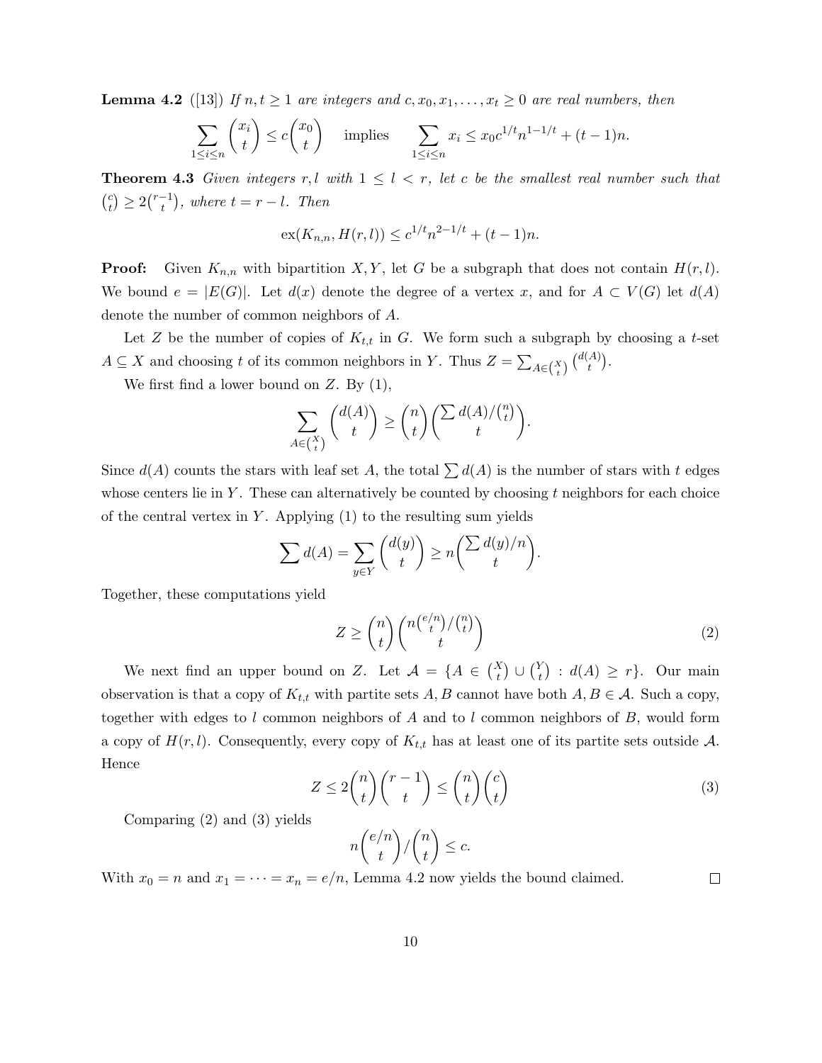**Lemma 4.2** ([13]) *If $n, t \geq 1$ are integers and $c, x_0, x_1, \ldots, x_t \geq 0$ are real numbers, then*

$$\sum_{1\leq i\leq n} \binom{x_i}{t} \leq c\binom{x_0}{t} \quad \text{implies} \quad \sum_{1\leq i\leq n} x_i \leq x_0 c^{1/t} n^{1-1/t} + (t-1)n.$$

**Theorem 4.3** *Given integers $r, l$ with $1 \leq l < r$, let $c$ be the smallest real number such that $\binom{c}{t} \geq 2\binom{r-1}{t}$, where $t = r - l$. Then*

$$\mathrm{ex}(K_{n,n}, H(r,l)) \leq c^{1/t} n^{2-1/t} + (t-1)n.$$

**Proof:** Given $K_{n,n}$ with bipartition $X, Y$, let $G$ be a subgraph that does not contain $H(r,l)$. We bound $e = |E(G)|$. Let $d(x)$ denote the degree of a vertex $x$, and for $A \subset V(G)$ let $d(A)$ denote the number of common neighbors of $A$.

Let $Z$ be the number of copies of $K_{t,t}$ in $G$. We form such a subgraph by choosing a $t$-set $A \subseteq X$ and choosing $t$ of its common neighbors in $Y$. Thus $Z = \sum_{A\in\binom{X}{t}} \binom{d(A)}{t}$.

We first find a lower bound on $Z$. By (1),

$$\sum_{A\in\binom{X}{t}} \binom{d(A)}{t} \geq \binom{n}{t}\binom{\sum d(A)/\binom{n}{t}}{t}.$$

Since $d(A)$ counts the stars with leaf set $A$, the total $\sum d(A)$ is the number of stars with $t$ edges whose centers lie in $Y$. These can alternatively be counted by choosing $t$ neighbors for each choice of the central vertex in $Y$. Applying (1) to the resulting sum yields

$$\sum d(A) = \sum_{y\in Y} \binom{d(y)}{t} \geq n\binom{\sum d(y)/n}{t}.$$

Together, these computations yield

$$Z \geq \binom{n}{t}\binom{n\binom{e/n}{t}/\binom{n}{t}}{t} \tag{2}$$

We next find an upper bound on $Z$. Let $\mathcal{A} = \{A \in \binom{X}{t} \cup \binom{Y}{t} : d(A) \geq r\}$. Our main observation is that a copy of $K_{t,t}$ with partite sets $A, B$ cannot have both $A, B \in \mathcal{A}$. Such a copy, together with edges to $l$ common neighbors of $A$ and to $l$ common neighbors of $B$, would form a copy of $H(r,l)$. Consequently, every copy of $K_{t,t}$ has at least one of its partite sets outside $\mathcal{A}$. Hence

$$Z \leq 2\binom{n}{t}\binom{r-1}{t} \leq \binom{n}{t}\binom{c}{t} \tag{3}$$

Comparing (2) and (3) yields

$$n\binom{e/n}{t}/\binom{n}{t} \leq c.$$

With $x_0 = n$ and $x_1 = \cdots = x_n = e/n$, Lemma 4.2 now yields the bound claimed. $\square$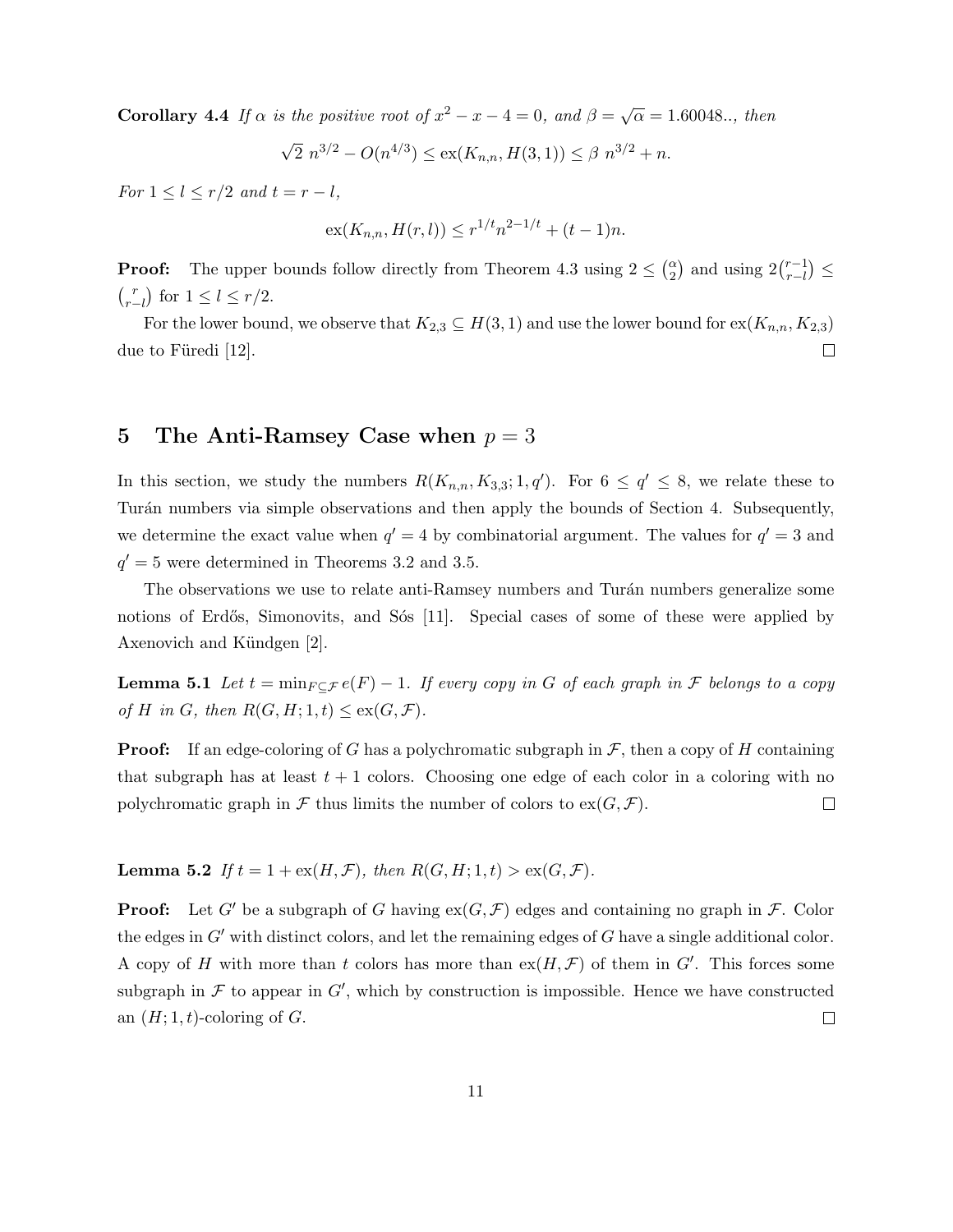**Corollary 4.4** *If $\alpha$ is the positive root of $x^2 - x - 4 = 0$, and $\beta = \sqrt{\alpha} = 1.60048..$, then*

$$\sqrt{2}\ n^{3/2} - O(n^{4/3}) \leq \mathrm{ex}(K_{n,n}, H(3,1)) \leq \beta\ n^{3/2} + n.$$

*For $1 \leq l \leq r/2$ and $t = r - l$,*

$$\mathrm{ex}(K_{n,n}, H(r,l)) \leq r^{1/t} n^{2-1/t} + (t-1)n.$$

**Proof:** The upper bounds follow directly from Theorem 4.3 using $2 \leq \binom{\alpha}{2}$ and using $2\binom{r-1}{r-l} \leq \binom{r}{r-l}$ for $1 \leq l \leq r/2$.

For the lower bound, we observe that $K_{2,3} \subseteq H(3,1)$ and use the lower bound for $\mathrm{ex}(K_{n,n}, K_{2,3})$ due to Füredi [12]. □

## 5 The Anti-Ramsey Case when $p = 3$

In this section, we study the numbers $R(K_{n,n}, K_{3,3}; 1, q')$. For $6 \leq q' \leq 8$, we relate these to Turán numbers via simple observations and then apply the bounds of Section 4. Subsequently, we determine the exact value when $q' = 4$ by combinatorial argument. The values for $q' = 3$ and $q' = 5$ were determined in Theorems 3.2 and 3.5.

The observations we use to relate anti-Ramsey numbers and Turán numbers generalize some notions of Erdős, Simonovits, and Sós [11]. Special cases of some of these were applied by Axenovich and Kündgen [2].

**Lemma 5.1** *Let $t = \min_{F \subseteq \mathcal{F}} e(F) - 1$. If every copy in $G$ of each graph in $\mathcal{F}$ belongs to a copy of $H$ in $G$, then $R(G, H; 1, t) \leq \mathrm{ex}(G, \mathcal{F})$.*

**Proof:** If an edge-coloring of $G$ has a polychromatic subgraph in $\mathcal{F}$, then a copy of $H$ containing that subgraph has at least $t + 1$ colors. Choosing one edge of each color in a coloring with no polychromatic graph in $\mathcal{F}$ thus limits the number of colors to $\mathrm{ex}(G, \mathcal{F})$. □

**Lemma 5.2** *If $t = 1 + \mathrm{ex}(H, \mathcal{F})$, then $R(G, H; 1, t) > \mathrm{ex}(G, \mathcal{F})$.*

**Proof:** Let $G'$ be a subgraph of $G$ having $\mathrm{ex}(G, \mathcal{F})$ edges and containing no graph in $\mathcal{F}$. Color the edges in $G'$ with distinct colors, and let the remaining edges of $G$ have a single additional color. A copy of $H$ with more than $t$ colors has more than $\mathrm{ex}(H, \mathcal{F})$ of them in $G'$. This forces some subgraph in $\mathcal{F}$ to appear in $G'$, which by construction is impossible. Hence we have constructed an $(H; 1, t)$-coloring of $G$. □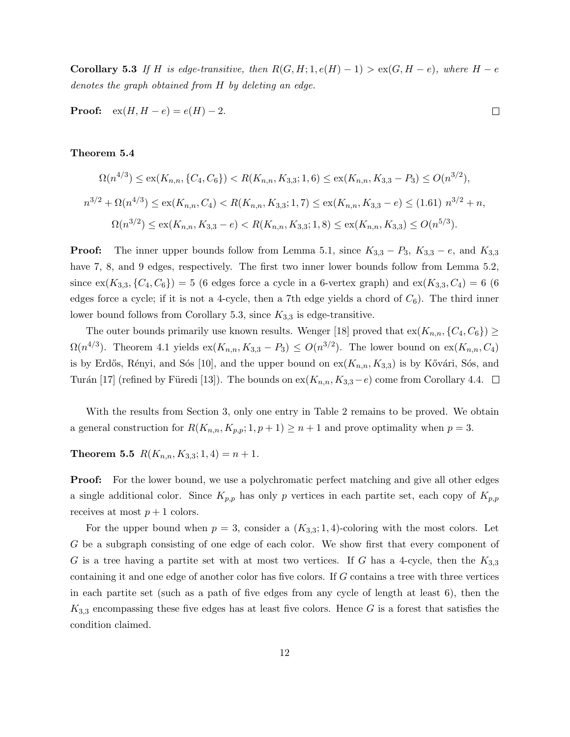**Corollary 5.3** *If $H$ is edge-transitive, then $R(G, H; 1, e(H) - 1) > \mathrm{ex}(G, H - e)$, where $H - e$ denotes the graph obtained from $H$ by deleting an edge.*

**Proof:** $\mathrm{ex}(H, H - e) = e(H) - 2$. $\square$

**Theorem 5.4**

$$\Omega(n^{4/3}) \le \mathrm{ex}(K_{n,n}, \{C_4, C_6\}) < R(K_{n,n}, K_{3,3}; 1, 6) \le \mathrm{ex}(K_{n,n}, K_{3,3} - P_3) \le O(n^{3/2}),$$

$$n^{3/2} + \Omega(n^{4/3}) \le \mathrm{ex}(K_{n,n}, C_4) < R(K_{n,n}, K_{3,3}; 1, 7) \le \mathrm{ex}(K_{n,n}, K_{3,3} - e) \le (1.61)\ n^{3/2} + n,$$

$$\Omega(n^{3/2}) \le \mathrm{ex}(K_{n,n}, K_{3,3} - e) < R(K_{n,n}, K_{3,3}; 1, 8) \le \mathrm{ex}(K_{n,n}, K_{3,3}) \le O(n^{5/3}).$$

**Proof:** The inner upper bounds follow from Lemma 5.1, since $K_{3,3} - P_3$, $K_{3,3} - e$, and $K_{3,3}$ have 7, 8, and 9 edges, respectively. The first two inner lower bounds follow from Lemma 5.2, since $\mathrm{ex}(K_{3,3}, \{C_4, C_6\}) = 5$ (6 edges force a cycle in a 6-vertex graph) and $\mathrm{ex}(K_{3,3}, C_4) = 6$ (6 edges force a cycle; if it is not a 4-cycle, then a 7th edge yields a chord of $C_6$). The third inner lower bound follows from Corollary 5.3, since $K_{3,3}$ is edge-transitive.

The outer bounds primarily use known results. Wenger [18] proved that $\mathrm{ex}(K_{n,n}, \{C_4, C_6\}) \ge \Omega(n^{4/3})$. Theorem 4.1 yields $\mathrm{ex}(K_{n,n}, K_{3,3} - P_3) \le O(n^{3/2})$. The lower bound on $\mathrm{ex}(K_{n,n}, C_4)$ is by Erdős, Rényi, and Sós [10], and the upper bound on $\mathrm{ex}(K_{n,n}, K_{3,3})$ is by Kővári, Sós, and Turán [17] (refined by Füredi [13]). The bounds on $\mathrm{ex}(K_{n,n}, K_{3,3} - e)$ come from Corollary 4.4. $\square$

With the results from Section 3, only one entry in Table 2 remains to be proved. We obtain a general construction for $R(K_{n,n}, K_{p,p}; 1, p + 1) \ge n + 1$ and prove optimality when $p = 3$.

**Theorem 5.5** $R(K_{n,n}, K_{3,3}; 1, 4) = n + 1$.

**Proof:** For the lower bound, we use a polychromatic perfect matching and give all other edges a single additional color. Since $K_{p,p}$ has only $p$ vertices in each partite set, each copy of $K_{p,p}$ receives at most $p + 1$ colors.

For the upper bound when $p = 3$, consider a $(K_{3,3}; 1, 4)$-coloring with the most colors. Let $G$ be a subgraph consisting of one edge of each color. We show first that every component of $G$ is a tree having a partite set with at most two vertices. If $G$ has a 4-cycle, then the $K_{3,3}$ containing it and one edge of another color has five colors. If $G$ contains a tree with three vertices in each partite set (such as a path of five edges from any cycle of length at least 6), then the $K_{3,3}$ encompassing these five edges has at least five colors. Hence $G$ is a forest that satisfies the condition claimed.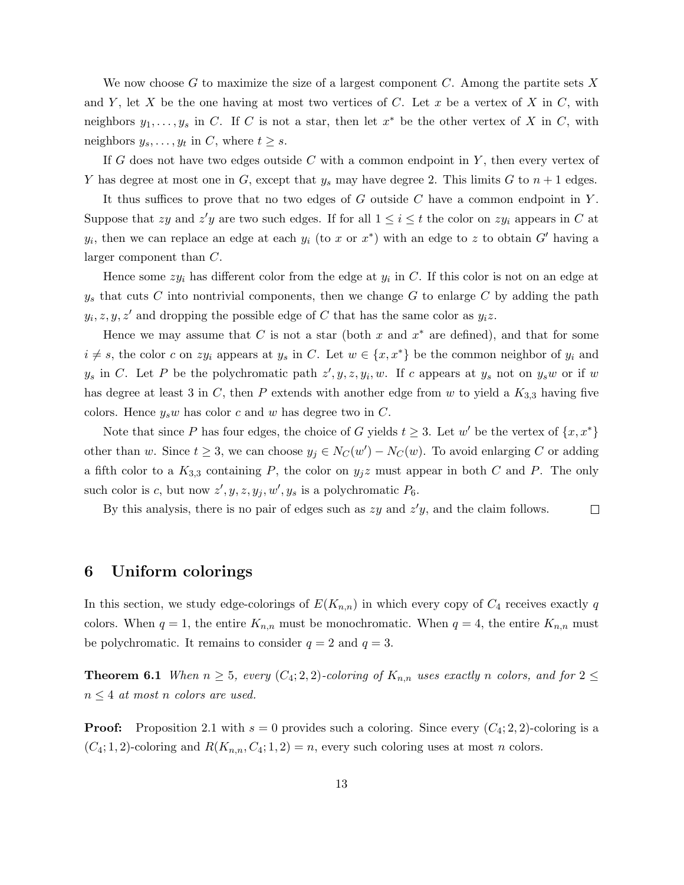We now choose $G$ to maximize the size of a largest component $C$. Among the partite sets $X$ and $Y$, let $X$ be the one having at most two vertices of $C$. Let $x$ be a vertex of $X$ in $C$, with neighbors $y_1, \ldots, y_s$ in $C$. If $C$ is not a star, then let $x^*$ be the other vertex of $X$ in $C$, with neighbors $y_s, \ldots, y_t$ in $C$, where $t \geq s$.

If $G$ does not have two edges outside $C$ with a common endpoint in $Y$, then every vertex of $Y$ has degree at most one in $G$, except that $y_s$ may have degree 2. This limits $G$ to $n+1$ edges.

It thus suffices to prove that no two edges of $G$ outside $C$ have a common endpoint in $Y$. Suppose that $zy$ and $z'y$ are two such edges. If for all $1 \leq i \leq t$ the color on $zy_i$ appears in $C$ at $y_i$, then we can replace an edge at each $y_i$ (to $x$ or $x^*$) with an edge to $z$ to obtain $G'$ having a larger component than $C$.

Hence some $zy_i$ has different color from the edge at $y_i$ in $C$. If this color is not on an edge at $y_s$ that cuts $C$ into nontrivial components, then we change $G$ to enlarge $C$ by adding the path $y_i, z, y, z'$ and dropping the possible edge of $C$ that has the same color as $y_i z$.

Hence we may assume that $C$ is not a star (both $x$ and $x^*$ are defined), and that for some $i \neq s$, the color $c$ on $zy_i$ appears at $y_s$ in $C$. Let $w \in \{x, x^*\}$ be the common neighbor of $y_i$ and $y_s$ in $C$. Let $P$ be the polychromatic path $z', y, z, y_i, w$. If $c$ appears at $y_s$ not on $y_s w$ or if $w$ has degree at least 3 in $C$, then $P$ extends with another edge from $w$ to yield a $K_{3,3}$ having five colors. Hence $y_s w$ has color $c$ and $w$ has degree two in $C$.

Note that since $P$ has four edges, the choice of $G$ yields $t \geq 3$. Let $w'$ be the vertex of $\{x, x^*\}$ other than $w$. Since $t \geq 3$, we can choose $y_j \in N_C(w') - N_C(w)$. To avoid enlarging $C$ or adding a fifth color to a $K_{3,3}$ containing $P$, the color on $y_j z$ must appear in both $C$ and $P$. The only such color is $c$, but now $z', y, z, y_j, w', y_s$ is a polychromatic $P_6$.

By this analysis, there is no pair of edges such as $zy$ and $z'y$, and the claim follows. □

## 6 Uniform colorings

In this section, we study edge-colorings of $E(K_{n,n})$ in which every copy of $C_4$ receives exactly $q$ colors. When $q = 1$, the entire $K_{n,n}$ must be monochromatic. When $q = 4$, the entire $K_{n,n}$ must be polychromatic. It remains to consider $q = 2$ and $q = 3$.

**Theorem 6.1** *When $n \geq 5$, every $(C_4; 2, 2)$-coloring of $K_{n,n}$ uses exactly $n$ colors, and for $2 \leq n \leq 4$ at most $n$ colors are used.*

**Proof:** Proposition 2.1 with $s = 0$ provides such a coloring. Since every $(C_4; 2, 2)$-coloring is a $(C_4; 1, 2)$-coloring and $R(K_{n,n}, C_4; 1, 2) = n$, every such coloring uses at most $n$ colors.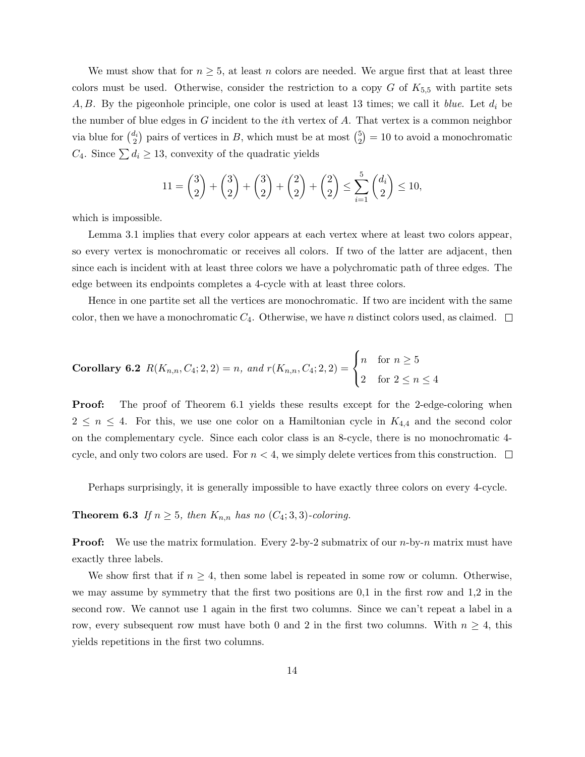We must show that for $n \geq 5$, at least $n$ colors are needed. We argue first that at least three colors must be used. Otherwise, consider the restriction to a copy $G$ of $K_{5,5}$ with partite sets $A, B$. By the pigeonhole principle, one color is used at least 13 times; we call it *blue*. Let $d_i$ be the number of blue edges in $G$ incident to the $i$th vertex of $A$. That vertex is a common neighbor via blue for $\binom{d_i}{2}$ pairs of vertices in $B$, which must be at most $\binom{5}{2} = 10$ to avoid a monochromatic $C_4$. Since $\sum d_i \geq 13$, convexity of the quadratic yields

$$11 = \binom{3}{2} + \binom{3}{2} + \binom{3}{2} + \binom{2}{2} + \binom{2}{2} \leq \sum_{i=1}^{5} \binom{d_i}{2} \leq 10,$$

which is impossible.

Lemma 3.1 implies that every color appears at each vertex where at least two colors appear, so every vertex is monochromatic or receives all colors. If two of the latter are adjacent, then since each is incident with at least three colors we have a polychromatic path of three edges. The edge between its endpoints completes a 4-cycle with at least three colors.

Hence in one partite set all the vertices are monochromatic. If two are incident with the same color, then we have a monochromatic $C_4$. Otherwise, we have $n$ distinct colors used, as claimed. □

**Corollary 6.2** *$R(K_{n,n}, C_4; 2, 2) = n$, and* $r(K_{n,n}, C_4; 2, 2) = \begin{cases} n & \text{for } n \geq 5 \\ 2 & \text{for } 2 \leq n \leq 4 \end{cases}$

**Proof:** The proof of Theorem 6.1 yields these results except for the 2-edge-coloring when $2 \leq n \leq 4$. For this, we use one color on a Hamiltonian cycle in $K_{4,4}$ and the second color on the complementary cycle. Since each color class is an 8-cycle, there is no monochromatic 4-cycle, and only two colors are used. For $n < 4$, we simply delete vertices from this construction. □

Perhaps surprisingly, it is generally impossible to have exactly three colors on every 4-cycle.

**Theorem 6.3** *If $n \geq 5$, then $K_{n,n}$ has no $(C_4; 3, 3)$-coloring.*

**Proof:** We use the matrix formulation. Every 2-by-2 submatrix of our $n$-by-$n$ matrix must have exactly three labels.

We show first that if $n \geq 4$, then some label is repeated in some row or column. Otherwise, we may assume by symmetry that the first two positions are 0,1 in the first row and 1,2 in the second row. We cannot use 1 again in the first two columns. Since we can't repeat a label in a row, every subsequent row must have both 0 and 2 in the first two columns. With $n \geq 4$, this yields repetitions in the first two columns.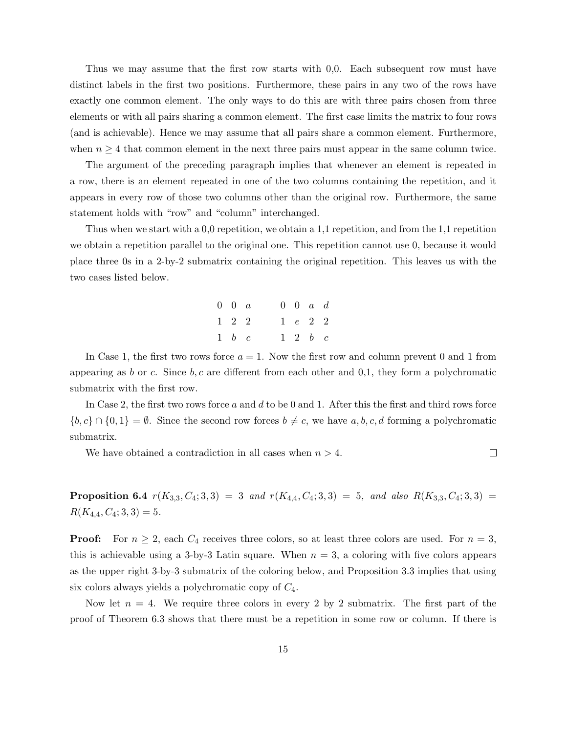Thus we may assume that the first row starts with 0,0. Each subsequent row must have distinct labels in the first two positions. Furthermore, these pairs in any two of the rows have exactly one common element. The only ways to do this are with three pairs chosen from three elements or with all pairs sharing a common element. The first case limits the matrix to four rows (and is achievable). Hence we may assume that all pairs share a common element. Furthermore, when $n \geq 4$ that common element in the next three pairs must appear in the same column twice.

The argument of the preceding paragraph implies that whenever an element is repeated in a row, there is an element repeated in one of the two columns containing the repetition, and it appears in every row of those two columns other than the original row. Furthermore, the same statement holds with "row" and "column" interchanged.

Thus when we start with a 0,0 repetition, we obtain a 1,1 repetition, and from the 1,1 repetition we obtain a repetition parallel to the original one. This repetition cannot use 0, because it would place three 0s in a 2-by-2 submatrix containing the original repetition. This leaves us with the two cases listed below.

$$\begin{array}{ccc} 0 & 0 & a \\ 1 & 2 & 2 \\ 1 & b & c \end{array} \qquad \begin{array}{cccc} 0 & 0 & a & d \\ 1 & e & 2 & 2 \\ 1 & 2 & b & c \end{array}$$

In Case 1, the first two rows force $a = 1$. Now the first row and column prevent 0 and 1 from appearing as $b$ or $c$. Since $b, c$ are different from each other and 0,1, they form a polychromatic submatrix with the first row.

In Case 2, the first two rows force $a$ and $d$ to be 0 and 1. After this the first and third rows force $\{b, c\} \cap \{0, 1\} = \emptyset$. Since the second row forces $b \neq c$, we have $a, b, c, d$ forming a polychromatic submatrix.

We have obtained a contradiction in all cases when $n > 4$. □

**Proposition 6.4** *$r(K_{3,3}, C_4; 3, 3) = 3$ and $r(K_{4,4}, C_4; 3, 3) = 5$, and also $R(K_{3,3}, C_4; 3, 3) = R(K_{4,4}, C_4; 3, 3) = 5$.*

**Proof:** For $n \geq 2$, each $C_4$ receives three colors, so at least three colors are used. For $n = 3$, this is achievable using a 3-by-3 Latin square. When $n = 3$, a coloring with five colors appears as the upper right 3-by-3 submatrix of the coloring below, and Proposition 3.3 implies that using six colors always yields a polychromatic copy of $C_4$.

Now let $n = 4$. We require three colors in every 2 by 2 submatrix. The first part of the proof of Theorem 6.3 shows that there must be a repetition in some row or column. If there is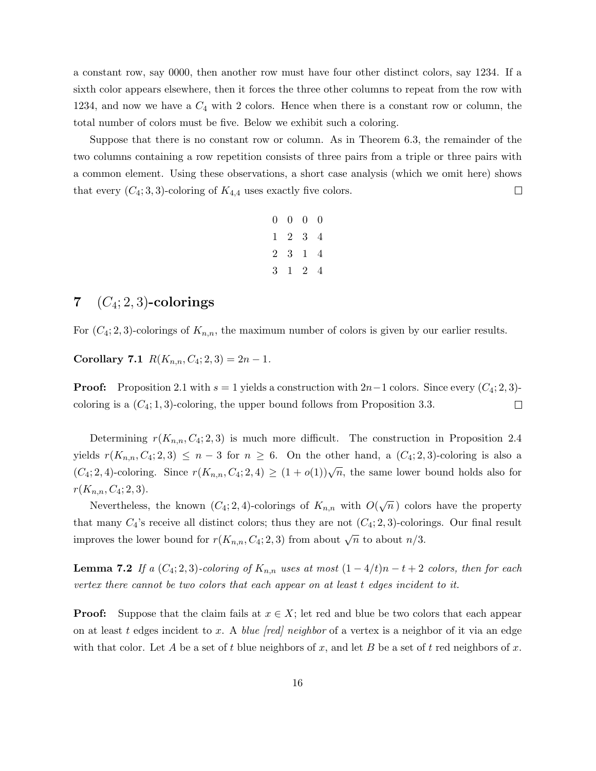a constant row, say 0000, then another row must have four other distinct colors, say 1234. If a sixth color appears elsewhere, then it forces the three other columns to repeat from the row with 1234, and now we have a $C_4$ with 2 colors. Hence when there is a constant row or column, the total number of colors must be five. Below we exhibit such a coloring.

Suppose that there is no constant row or column. As in Theorem 6.3, the remainder of the two columns containing a row repetition consists of three pairs from a triple or three pairs with a common element. Using these observations, a short case analysis (which we omit here) shows that every $(C_4; 3, 3)$-coloring of $K_{4,4}$ uses exactly five colors. $\square$

$$\begin{matrix} 0 & 0 & 0 & 0 \\ 1 & 2 & 3 & 4 \\ 2 & 3 & 1 & 4 \\ 3 & 1 & 2 & 4 \end{matrix}$$

## 7 $(C_4; 2, 3)$-colorings

For $(C_4; 2, 3)$-colorings of $K_{n,n}$, the maximum number of colors is given by our earlier results.

**Corollary 7.1** $R(K_{n,n}, C_4; 2, 3) = 2n - 1$.

**Proof:** Proposition 2.1 with $s = 1$ yields a construction with $2n-1$ colors. Since every $(C_4; 2, 3)$-coloring is a $(C_4; 1, 3)$-coloring, the upper bound follows from Proposition 3.3. $\square$

Determining $r(K_{n,n}, C_4; 2, 3)$ is much more difficult. The construction in Proposition 2.4 yields $r(K_{n,n}, C_4; 2, 3) \le n - 3$ for $n \ge 6$. On the other hand, a $(C_4; 2, 3)$-coloring is also a $(C_4; 2, 4)$-coloring. Since $r(K_{n,n}, C_4; 2, 4) \ge (1 + o(1))\sqrt{n}$, the same lower bound holds also for $r(K_{n,n}, C_4; 2, 3)$.

Nevertheless, the known $(C_4; 2, 4)$-colorings of $K_{n,n}$ with $O(\sqrt{n}\,)$ colors have the property that many $C_4$'s receive all distinct colors; thus they are not $(C_4; 2, 3)$-colorings. Our final result improves the lower bound for $r(K_{n,n}, C_4; 2, 3)$ from about $\sqrt{n}$ to about $n/3$.

**Lemma 7.2** *If a $(C_4; 2, 3)$-coloring of $K_{n,n}$ uses at most $(1 - 4/t)n - t + 2$ colors, then for each vertex there cannot be two colors that each appear on at least $t$ edges incident to it.*

**Proof:** Suppose that the claim fails at $x \in X$; let red and blue be two colors that each appear on at least $t$ edges incident to $x$. A *blue [red] neighbor* of a vertex is a neighbor of it via an edge with that color. Let $A$ be a set of $t$ blue neighbors of $x$, and let $B$ be a set of $t$ red neighbors of $x$.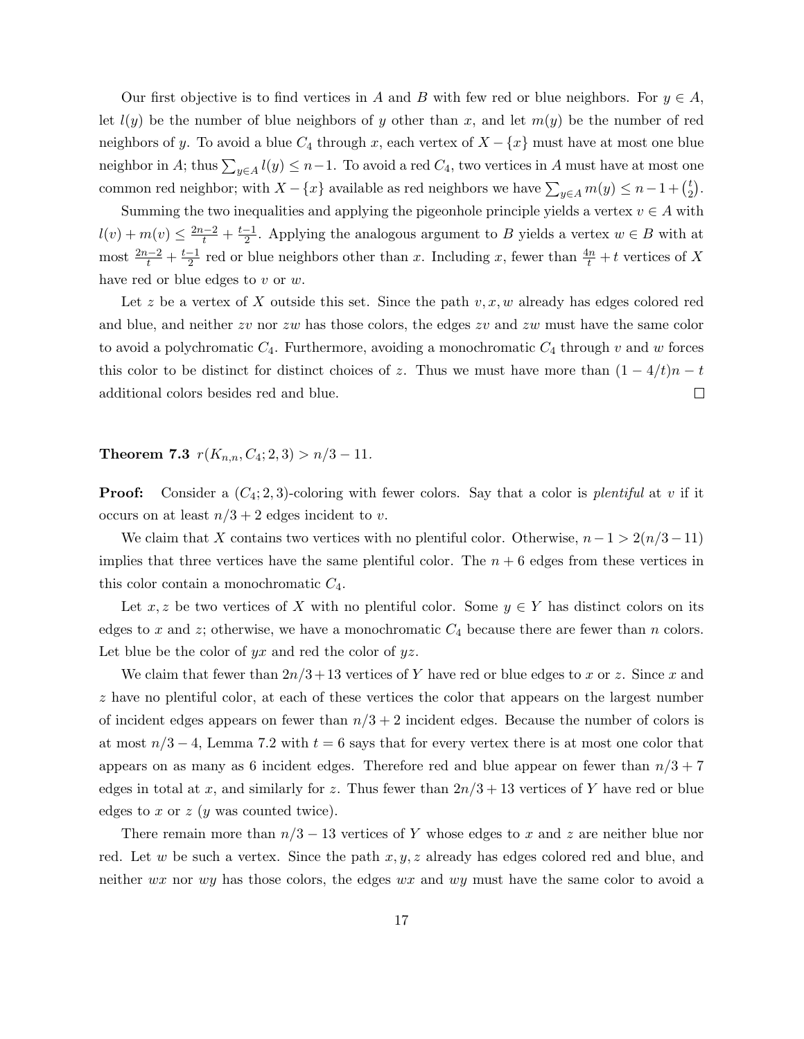Our first objective is to find vertices in $A$ and $B$ with few red or blue neighbors. For $y \in A$, let $l(y)$ be the number of blue neighbors of $y$ other than $x$, and let $m(y)$ be the number of red neighbors of $y$. To avoid a blue $C_4$ through $x$, each vertex of $X - \{x\}$ must have at most one blue neighbor in $A$; thus $\sum_{y \in A} l(y) \le n-1$. To avoid a red $C_4$, two vertices in $A$ must have at most one common red neighbor; with $X - \{x\}$ available as red neighbors we have $\sum_{y \in A} m(y) \le n - 1 + \binom{t}{2}$.

Summing the two inequalities and applying the pigeonhole principle yields a vertex $v \in A$ with $l(v) + m(v) \le \frac{2n-2}{t} + \frac{t-1}{2}$. Applying the analogous argument to $B$ yields a vertex $w \in B$ with at most $\frac{2n-2}{t} + \frac{t-1}{2}$ red or blue neighbors other than $x$. Including $x$, fewer than $\frac{4n}{t} + t$ vertices of $X$ have red or blue edges to $v$ or $w$.

Let $z$ be a vertex of $X$ outside this set. Since the path $v, x, w$ already has edges colored red and blue, and neither $zv$ nor $zw$ has those colors, the edges $zv$ and $zw$ must have the same color to avoid a polychromatic $C_4$. Furthermore, avoiding a monochromatic $C_4$ through $v$ and $w$ forces this color to be distinct for distinct choices of $z$. Thus we must have more than $(1 - 4/t)n - t$ additional colors besides red and blue. $\square$

**Theorem 7.3** $r(K_{n,n}, C_4; 2, 3) > n/3 - 11$.

**Proof:** Consider a $(C_4; 2, 3)$-coloring with fewer colors. Say that a color is *plentiful* at $v$ if it occurs on at least $n/3 + 2$ edges incident to $v$.

We claim that $X$ contains two vertices with no plentiful color. Otherwise, $n - 1 > 2(n/3 - 11)$ implies that three vertices have the same plentiful color. The $n + 6$ edges from these vertices in this color contain a monochromatic $C_4$.

Let $x, z$ be two vertices of $X$ with no plentiful color. Some $y \in Y$ has distinct colors on its edges to $x$ and $z$; otherwise, we have a monochromatic $C_4$ because there are fewer than $n$ colors. Let blue be the color of $yx$ and red the color of $yz$.

We claim that fewer than $2n/3 + 13$ vertices of $Y$ have red or blue edges to $x$ or $z$. Since $x$ and $z$ have no plentiful color, at each of these vertices the color that appears on the largest number of incident edges appears on fewer than $n/3 + 2$ incident edges. Because the number of colors is at most $n/3 - 4$, Lemma 7.2 with $t = 6$ says that for every vertex there is at most one color that appears on as many as 6 incident edges. Therefore red and blue appear on fewer than $n/3 + 7$ edges in total at $x$, and similarly for $z$. Thus fewer than $2n/3 + 13$ vertices of $Y$ have red or blue edges to $x$ or $z$ ($y$ was counted twice).

There remain more than $n/3 - 13$ vertices of $Y$ whose edges to $x$ and $z$ are neither blue nor red. Let $w$ be such a vertex. Since the path $x, y, z$ already has edges colored red and blue, and neither $wx$ nor $wy$ has those colors, the edges $wx$ and $wy$ must have the same color to avoid a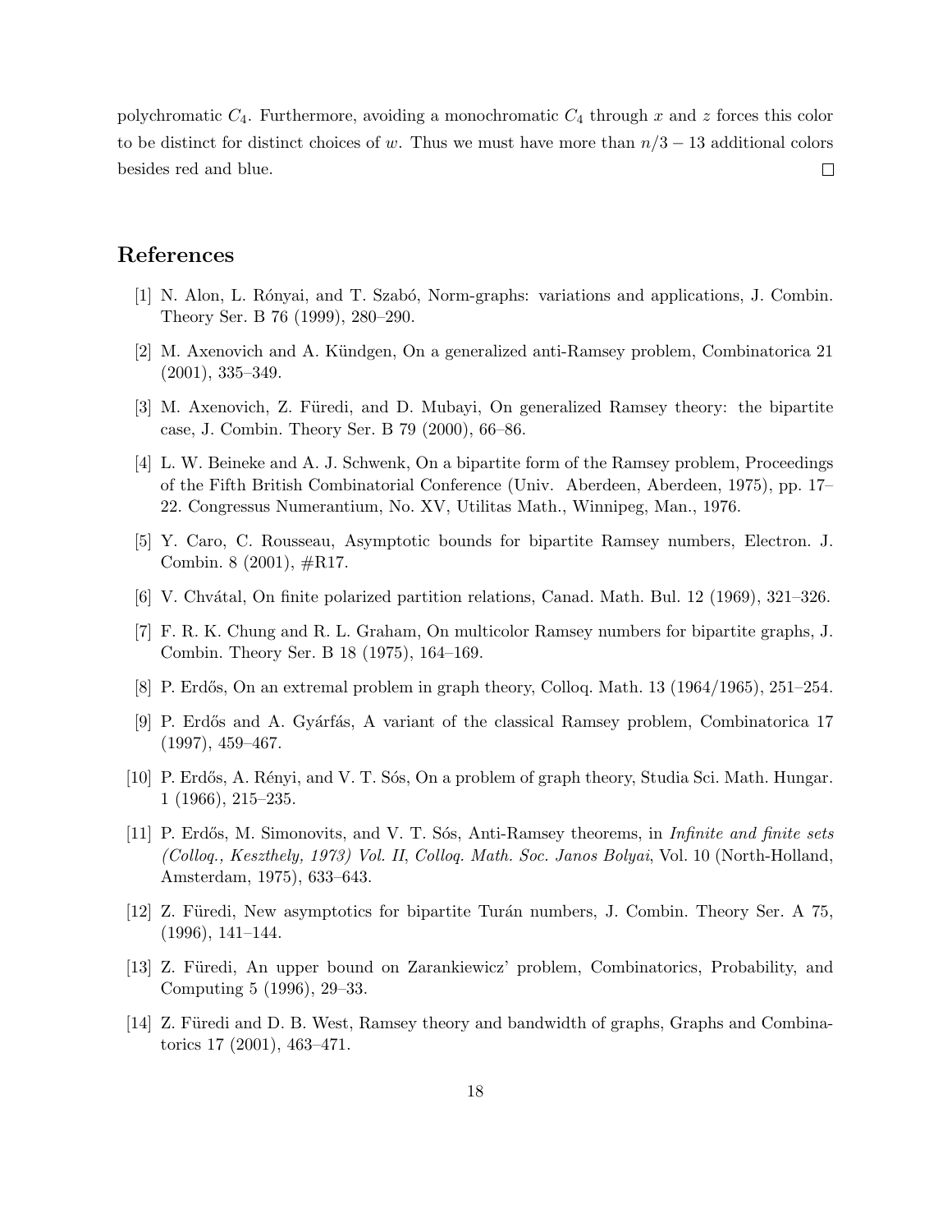polychromatic $C_4$. Furthermore, avoiding a monochromatic $C_4$ through $x$ and $z$ forces this color to be distinct for distinct choices of $w$. Thus we must have more than $n/3 - 13$ additional colors besides red and blue. □

## References

[1] N. Alon, L. Rónyai, and T. Szabó, Norm-graphs: variations and applications, J. Combin. Theory Ser. B 76 (1999), 280–290.

[2] M. Axenovich and A. Kündgen, On a generalized anti-Ramsey problem, Combinatorica 21 (2001), 335–349.

[3] M. Axenovich, Z. Füredi, and D. Mubayi, On generalized Ramsey theory: the bipartite case, J. Combin. Theory Ser. B 79 (2000), 66–86.

[4] L. W. Beineke and A. J. Schwenk, On a bipartite form of the Ramsey problem, Proceedings of the Fifth British Combinatorial Conference (Univ. Aberdeen, Aberdeen, 1975), pp. 17–22. Congressus Numerantium, No. XV, Utilitas Math., Winnipeg, Man., 1976.

[5] Y. Caro, C. Rousseau, Asymptotic bounds for bipartite Ramsey numbers, Electron. J. Combin. 8 (2001), #R17.

[6] V. Chvátal, On finite polarized partition relations, Canad. Math. Bul. 12 (1969), 321–326.

[7] F. R. K. Chung and R. L. Graham, On multicolor Ramsey numbers for bipartite graphs, J. Combin. Theory Ser. B 18 (1975), 164–169.

[8] P. Erdős, On an extremal problem in graph theory, Colloq. Math. 13 (1964/1965), 251–254.

[9] P. Erdős and A. Gyárfás, A variant of the classical Ramsey problem, Combinatorica 17 (1997), 459–467.

[10] P. Erdős, A. Rényi, and V. T. Sós, On a problem of graph theory, Studia Sci. Math. Hungar. 1 (1966), 215–235.

[11] P. Erdős, M. Simonovits, and V. T. Sós, Anti-Ramsey theorems, in *Infinite and finite sets (Colloq., Keszthely, 1973) Vol. II*, *Colloq. Math. Soc. Janos Bolyai*, Vol. 10 (North-Holland, Amsterdam, 1975), 633–643.

[12] Z. Füredi, New asymptotics for bipartite Turán numbers, J. Combin. Theory Ser. A 75, (1996), 141–144.

[13] Z. Füredi, An upper bound on Zarankiewicz' problem, Combinatorics, Probability, and Computing 5 (1996), 29–33.

[14] Z. Füredi and D. B. West, Ramsey theory and bandwidth of graphs, Graphs and Combinatorics 17 (2001), 463–471.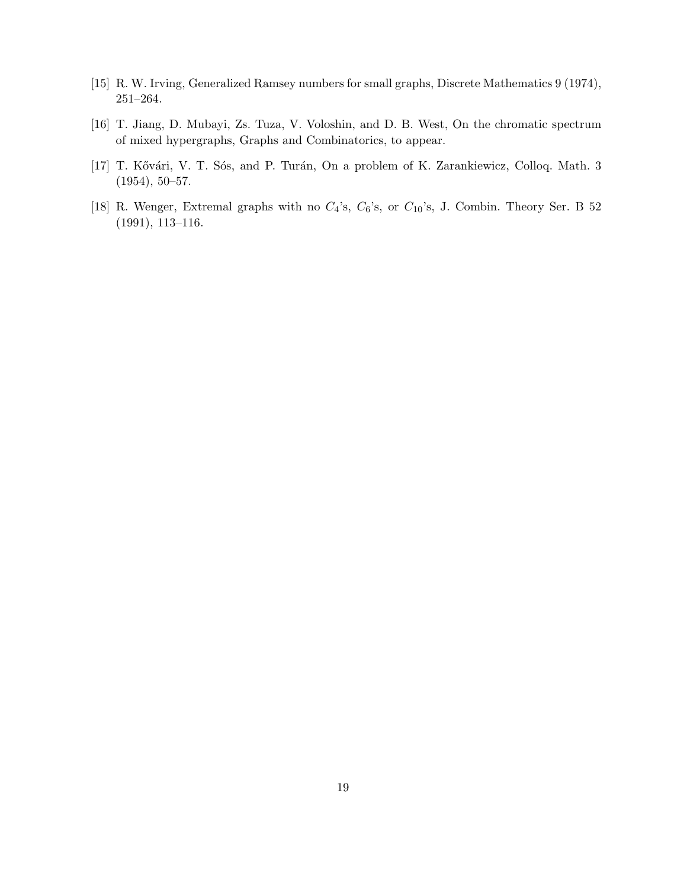[15] R. W. Irving, Generalized Ramsey numbers for small graphs, Discrete Mathematics 9 (1974), 251–264.

[16] T. Jiang, D. Mubayi, Zs. Tuza, V. Voloshin, and D. B. West, On the chromatic spectrum of mixed hypergraphs, Graphs and Combinatorics, to appear.

[17] T. Kővári, V. T. Sós, and P. Turán, On a problem of K. Zarankiewicz, Colloq. Math. 3 (1954), 50–57.

[18] R. Wenger, Extremal graphs with no $C_4$'s, $C_6$'s, or $C_{10}$'s, J. Combin. Theory Ser. B 52 (1991), 113–116.